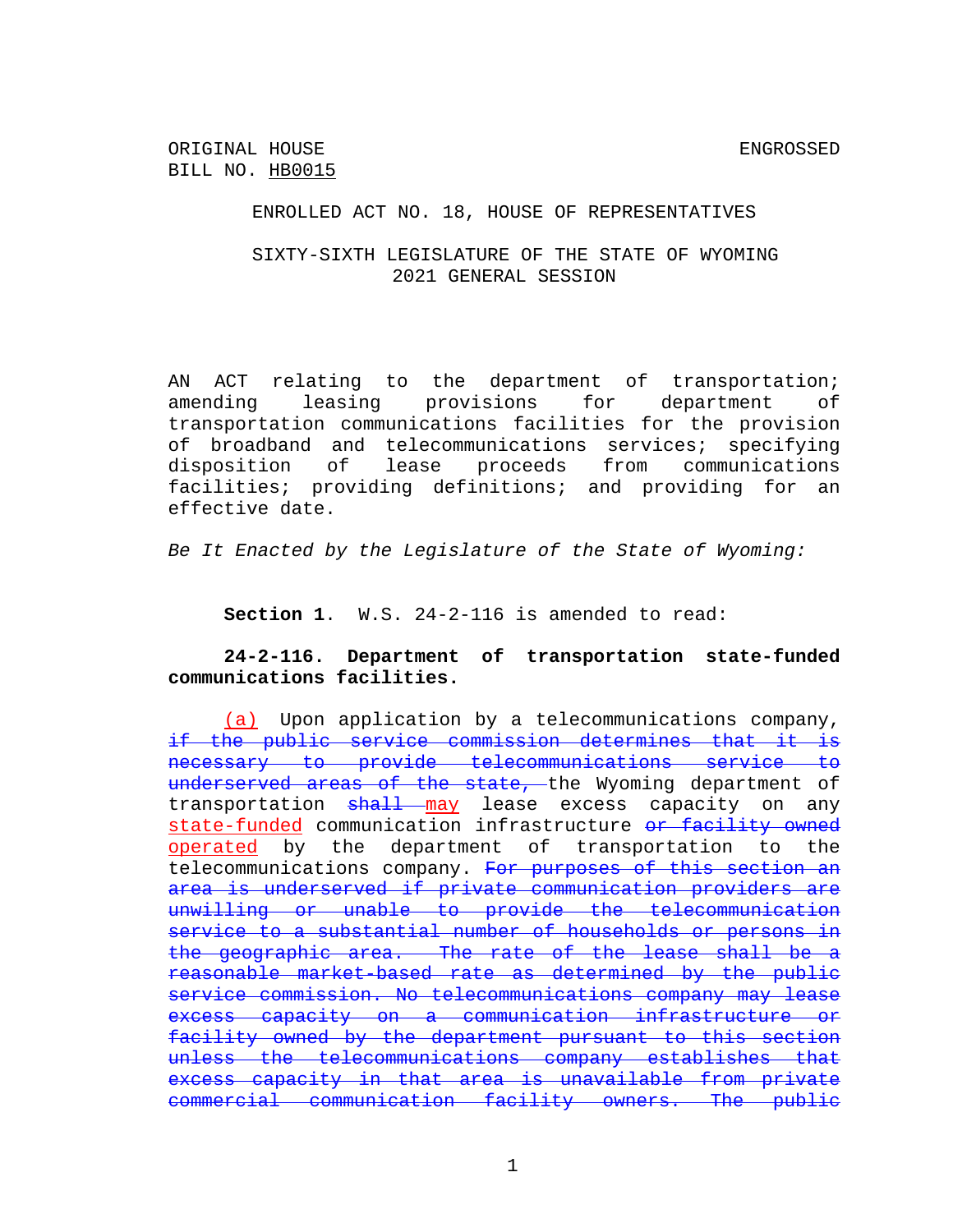ORIGINAL HOUSE BILL NO. HB0015

ENGROSSED

ENROLLED ACT NO. 18, HOUSE OF REPRESENTATIVES

SIXTY-SIXTH LEGISLATURE OF THE STATE OF WYOMING
2021 GENERAL SESSION

AN ACT relating to the department of transportation; amending leasing provisions for department of transportation communications facilities for the provision of broadband and telecommunications services; specifying disposition of lease proceeds from communications facilities; providing definitions; and providing for an effective date.

*Be It Enacted by the Legislature of the State of Wyoming:*

**Section 1**. W.S. 24-2-116 is amended to read:

**24-2-116. Department of transportation state-funded communications facilities.**

(a) Upon application by a telecommunications company, ~~if the public service commission determines that it is necessary to provide telecommunications service to underserved areas of the state,~~ the Wyoming department of transportation ~~shall~~ may lease excess capacity on any state-funded communication infrastructure ~~or facility owned~~ operated by the department of transportation to the telecommunications company. ~~For purposes of this section an area is underserved if private communication providers are unwilling or unable to provide the telecommunication service to a substantial number of households or persons in the geographic area. The rate of the lease shall be a reasonable market-based rate as determined by the public service commission. No telecommunications company may lease excess capacity on a communication infrastructure or facility owned by the department pursuant to this section unless the telecommunications company establishes that excess capacity in that area is unavailable from private commercial communication facility owners. The public~~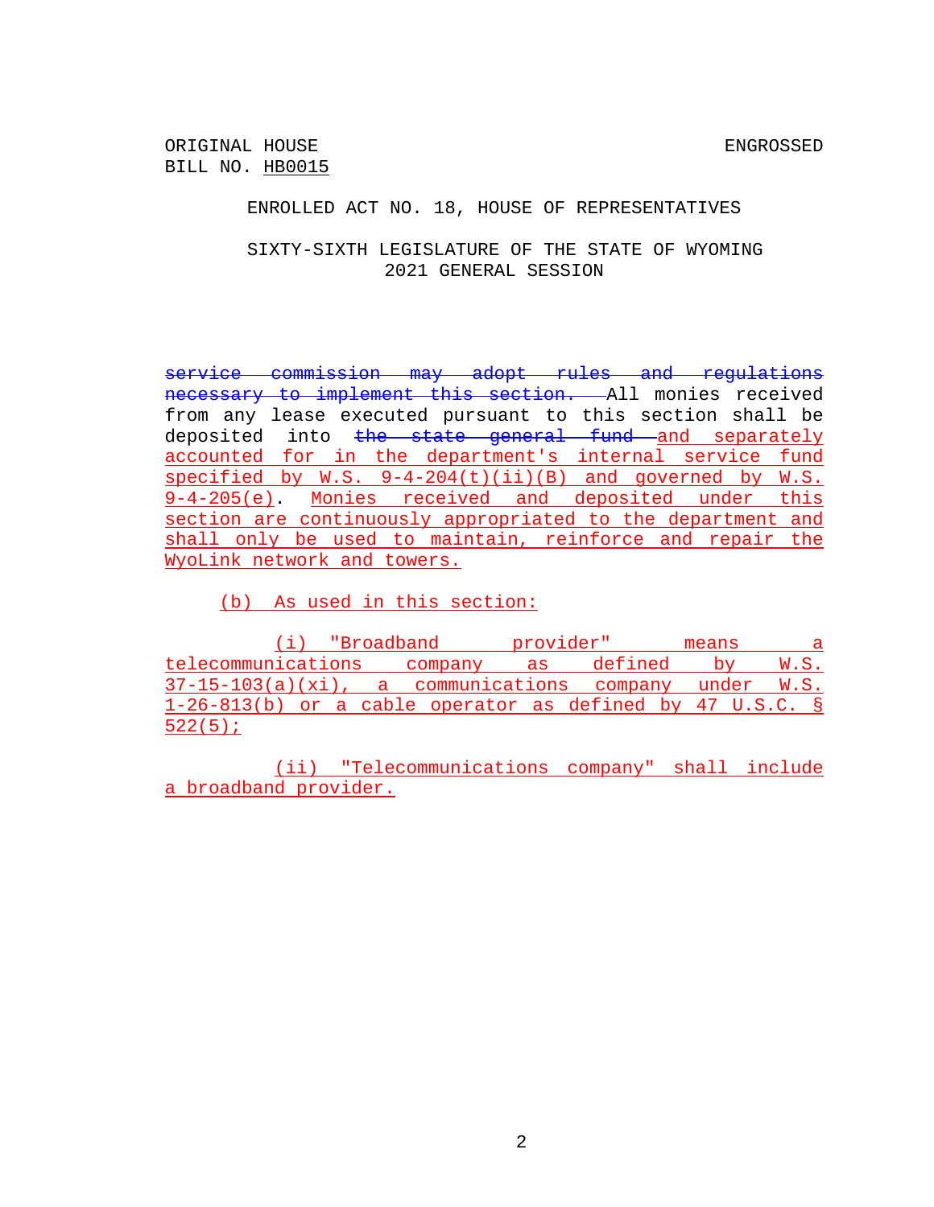ORIGINAL HOUSE BILL NO. HB0015 — ENGROSSED

ENROLLED ACT NO. 18, HOUSE OF REPRESENTATIVES

SIXTY-SIXTH LEGISLATURE OF THE STATE OF WYOMING
2021 GENERAL SESSION

~~service commission may adopt rules and regulations necessary to implement this section.~~ All monies received from any lease executed pursuant to this section shall be deposited into ~~the state general fund~~ <u>and separately accounted for in the department's internal service fund specified by W.S. 9-4-204(t)(ii)(B) and governed by W.S. 9-4-205(e)</u>. <u>Monies received and deposited under this section are continuously appropriated to the department and shall only be used to maintain, reinforce and repair the WyoLink network and towers.</u>

<u>(b) As used in this section:</u>

<u>(i) "Broadband provider" means a telecommunications company as defined by W.S. 37-15-103(a)(xi), a communications company under W.S. 1-26-813(b) or a cable operator as defined by 47 U.S.C. § 522(5);</u>

<u>(ii) "Telecommunications company" shall include a broadband provider.</u>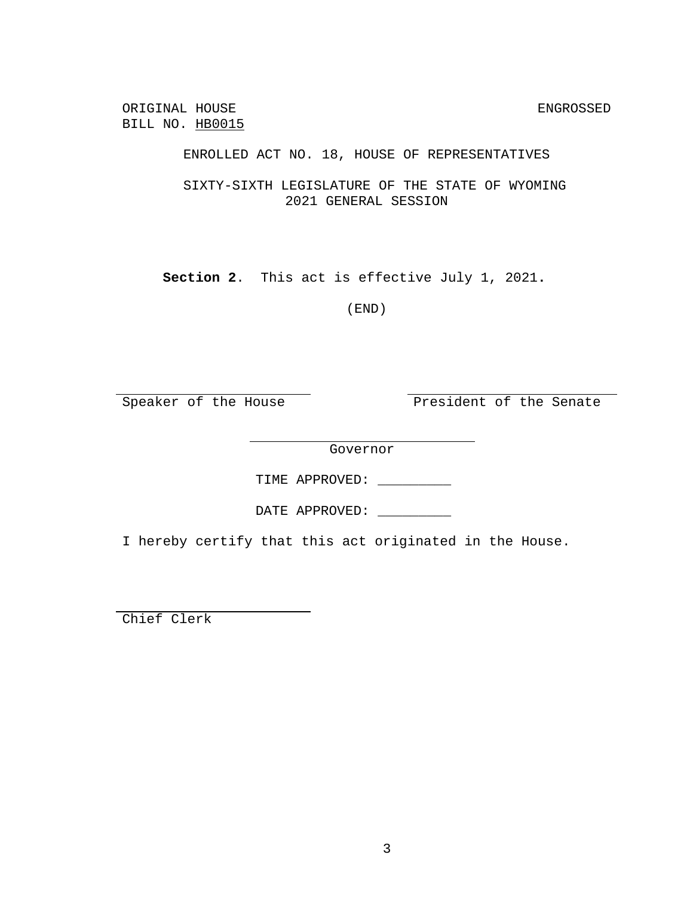ORIGINAL HOUSE
BILL NO. HB0015

ENGROSSED

ENROLLED ACT NO. 18, HOUSE OF REPRESENTATIVES

SIXTY-SIXTH LEGISLATURE OF THE STATE OF WYOMING
2021 GENERAL SESSION

**Section 2**. This act is effective July 1, 2021.

(END)

Speaker of the House

President of the Senate

Governor

TIME APPROVED: _________

DATE APPROVED: _________

I hereby certify that this act originated in the House.

Chief Clerk